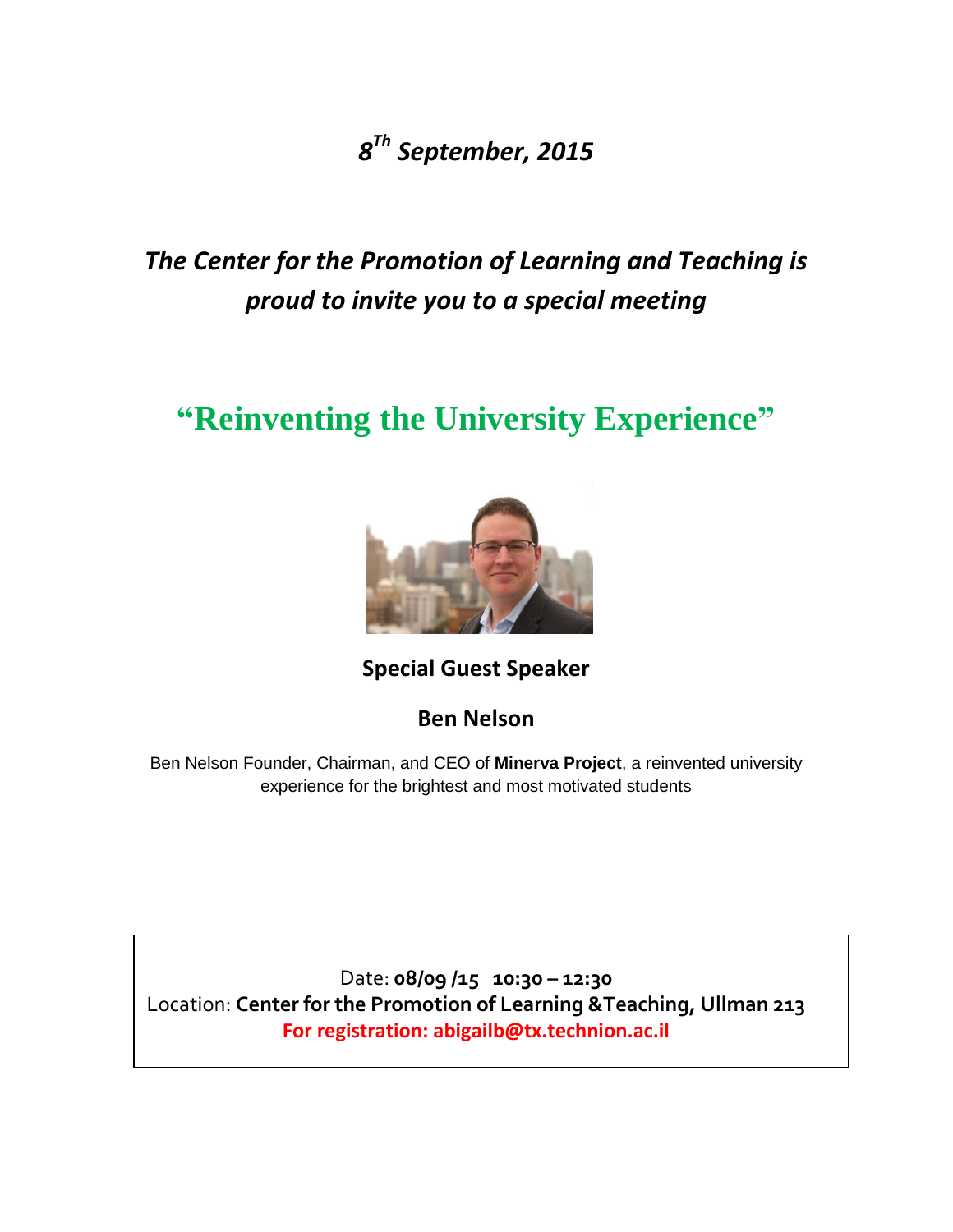*8[Th] September, 2015*

## *The Center for the Promotion of Learning and Teaching is proud to invite you to a special meeting*

# "Reinventing the University Experience"

**Special Guest Speaker**

**Ben Nelson**

Ben Nelson Founder, Chairman, and CEO of **Minerva Project**, a reinvented university experience for the brightest and most motivated students

Date: **08/09 /15 10:30 – 12:30**
Location: **Center for the Promotion of Learning &Teaching, Ullman 213**
**For registration: abigailb@tx.technion.ac.il**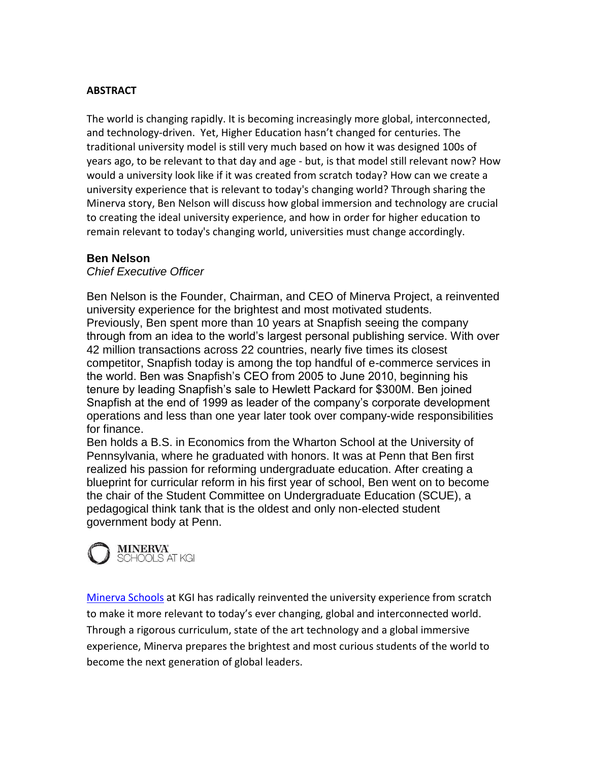**ABSTRACT**

The world is changing rapidly. It is becoming increasingly more global, interconnected, and technology-driven. Yet, Higher Education hasn't changed for centuries. The traditional university model is still very much based on how it was designed 100s of years ago, to be relevant to that day and age - but, is that model still relevant now? How would a university look like if it was created from scratch today? How can we create a university experience that is relevant to today's changing world? Through sharing the Minerva story, Ben Nelson will discuss how global immersion and technology are crucial to creating the ideal university experience, and how in order for higher education to remain relevant to today's changing world, universities must change accordingly.

## Ben Nelson

*Chief Executive Officer*

Ben Nelson is the Founder, Chairman, and CEO of Minerva Project, a reinvented university experience for the brightest and most motivated students.
Previously, Ben spent more than 10 years at Snapfish seeing the company through from an idea to the world's largest personal publishing service. With over 42 million transactions across 22 countries, nearly five times its closest competitor, Snapfish today is among the top handful of e-commerce services in the world. Ben was Snapfish's CEO from 2005 to June 2010, beginning his tenure by leading Snapfish's sale to Hewlett Packard for $300M. Ben joined Snapfish at the end of 1999 as leader of the company's corporate development operations and less than one year later took over company-wide responsibilities for finance.
Ben holds a B.S. in Economics from the Wharton School at the University of Pennsylvania, where he graduated with honors. It was at Penn that Ben first realized his passion for reforming undergraduate education. After creating a blueprint for curricular reform in his first year of school, Ben went on to become the chair of the Student Committee on Undergraduate Education (SCUE), a pedagogical think tank that is the oldest and only non-elected student government body at Penn.

MINERVA®
SCHOOLS AT KGI

Minerva Schools at KGI has radically reinvented the university experience from scratch to make it more relevant to today's ever changing, global and interconnected world. Through a rigorous curriculum, state of the art technology and a global immersive experience, Minerva prepares the brightest and most curious students of the world to become the next generation of global leaders.